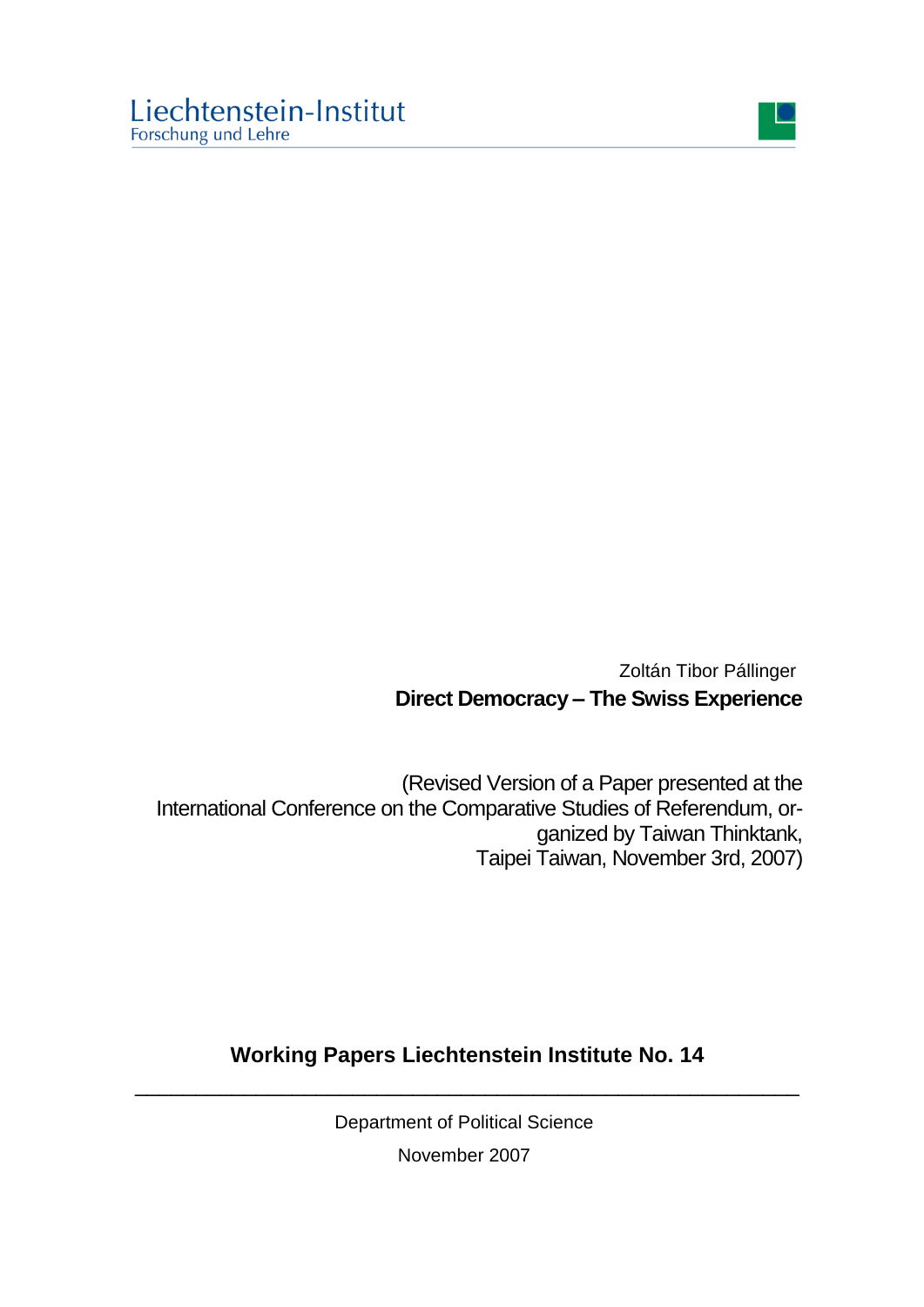Liechtenstein-Institut
Forschung und Lehre

Zoltán Tibor Pállinger

# Direct Democracy – The Swiss Experience

(Revised Version of a Paper presented at the International Conference on the Comparative Studies of Referendum, organized by Taiwan Thinktank, Taipei Taiwan, November 3rd, 2007)

**Working Papers Liechtenstein Institute No. 14**

---

Department of Political Science

November 2007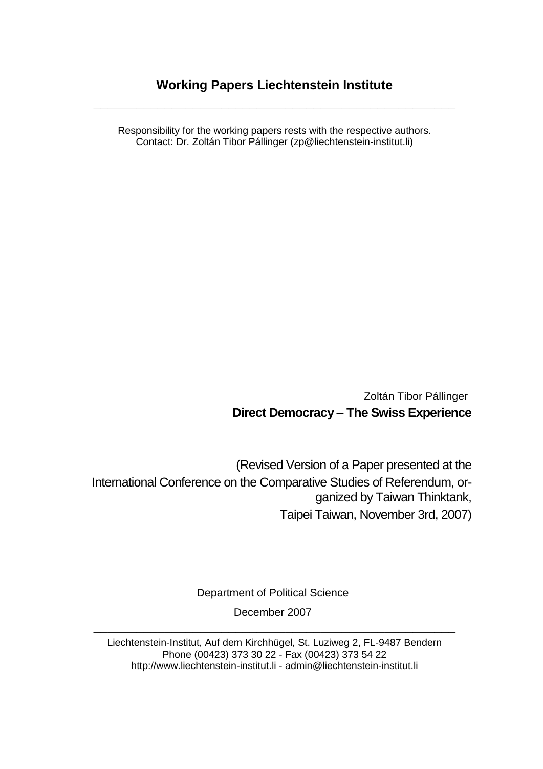**Working Papers Liechtenstein Institute**

---

Responsibility for the working papers rests with the respective authors.
Contact: Dr. Zoltán Tibor Pállinger (zp@liechtenstein-institut.li)

Zoltán Tibor Pállinger

**Direct Democracy – The Swiss Experience**

(Revised Version of a Paper presented at the International Conference on the Comparative Studies of Referendum, organized by Taiwan Thinktank, Taipei Taiwan, November 3rd, 2007)

Department of Political Science

December 2007

---

Liechtenstein-Institut, Auf dem Kirchhügel, St. Luziweg 2, FL-9487 Bendern
Phone (00423) 373 30 22 - Fax (00423) 373 54 22
http://www.liechtenstein-institut.li - admin@liechtenstein-institut.li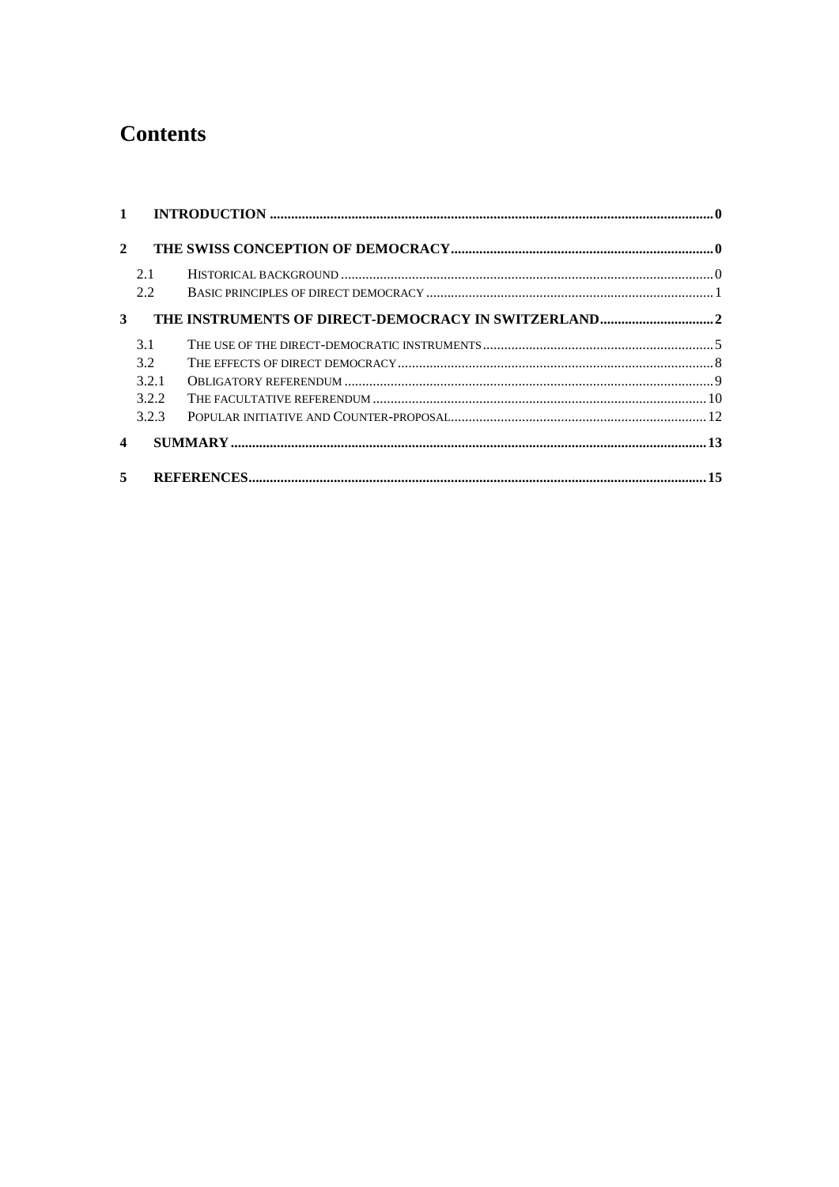# Contents

1 INTRODUCTION ........................................................................................................................... 0

2 THE SWISS CONCEPTION OF DEMOCRACY .......................................................................... 0

- 2.1 HISTORICAL BACKGROUND ........................................................................................................ 0
- 2.2 BASIC PRINCIPLES OF DIRECT DEMOCRACY ................................................................................. 1

3 THE INSTRUMENTS OF DIRECT-DEMOCRACY IN SWITZERLAND ................................ 2

- 3.1 THE USE OF THE DIRECT-DEMOCRATIC INSTRUMENTS ................................................................. 5
- 3.2 THE EFFECTS OF DIRECT DEMOCRACY ......................................................................................... 8
- 3.2.1 OBLIGATORY REFERENDUM ........................................................................................................ 9
- 3.2.2 THE FACULTATIVE REFERENDUM ............................................................................................. 10
- 3.2.3 POPULAR INITIATIVE AND COUNTER-PROPOSAL ......................................................................... 12

4 SUMMARY .................................................................................................................................... 13

5 REFERENCES ............................................................................................................................... 15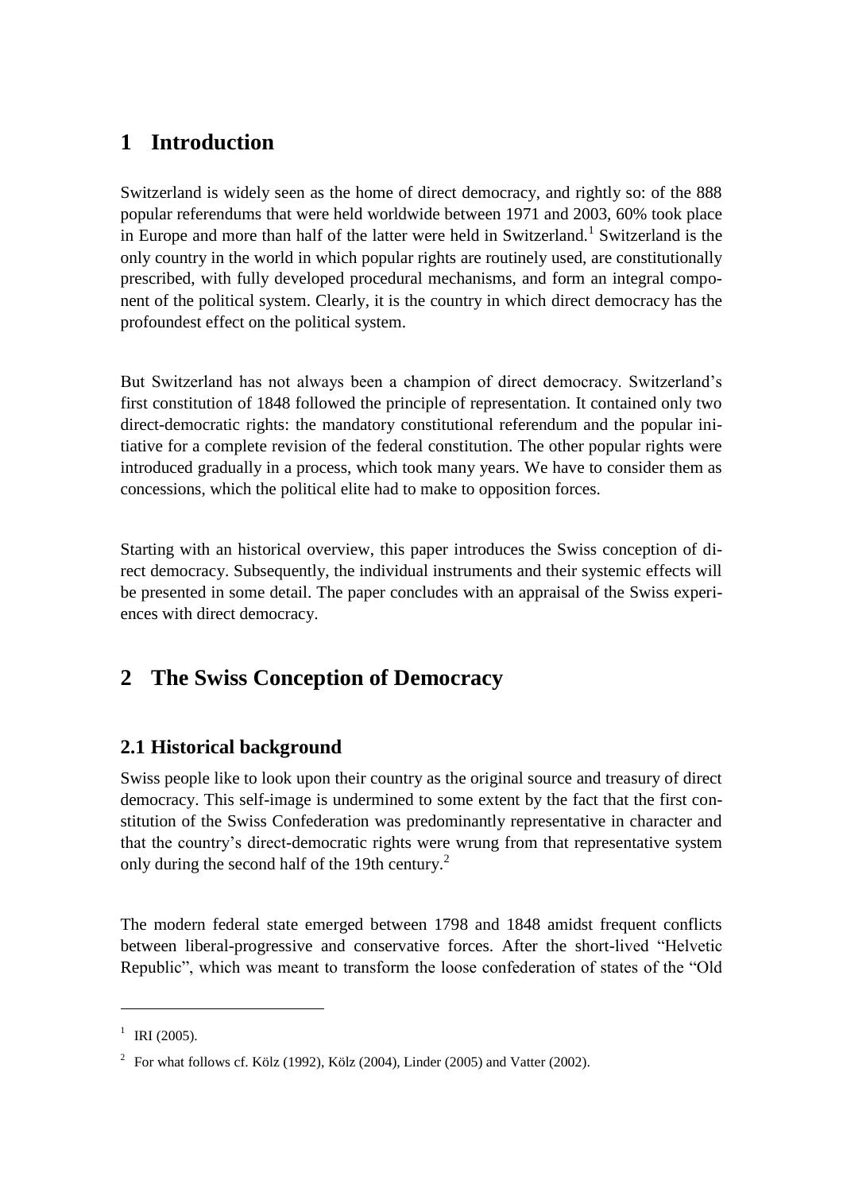# 1 Introduction

Switzerland is widely seen as the home of direct democracy, and rightly so: of the 888 popular referendums that were held worldwide between 1971 and 2003, 60% took place in Europe and more than half of the latter were held in Switzerland.[1] Switzerland is the only country in the world in which popular rights are routinely used, are constitutionally prescribed, with fully developed procedural mechanisms, and form an integral component of the political system. Clearly, it is the country in which direct democracy has the profoundest effect on the political system.

But Switzerland has not always been a champion of direct democracy. Switzerland's first constitution of 1848 followed the principle of representation. It contained only two direct-democratic rights: the mandatory constitutional referendum and the popular initiative for a complete revision of the federal constitution. The other popular rights were introduced gradually in a process, which took many years. We have to consider them as concessions, which the political elite had to make to opposition forces.

Starting with an historical overview, this paper introduces the Swiss conception of direct democracy. Subsequently, the individual instruments and their systemic effects will be presented in some detail. The paper concludes with an appraisal of the Swiss experiences with direct democracy.

# 2 The Swiss Conception of Democracy

## 2.1 Historical background

Swiss people like to look upon their country as the original source and treasury of direct democracy. This self-image is undermined to some extent by the fact that the first constitution of the Swiss Confederation was predominantly representative in character and that the country's direct-democratic rights were wrung from that representative system only during the second half of the 19th century.[2]

The modern federal state emerged between 1798 and 1848 amidst frequent conflicts between liberal-progressive and conservative forces. After the short-lived "Helvetic Republic", which was meant to transform the loose confederation of states of the "Old

---

[1] IRI (2005).

[2] For what follows cf. Kölz (1992), Kölz (2004), Linder (2005) and Vatter (2002).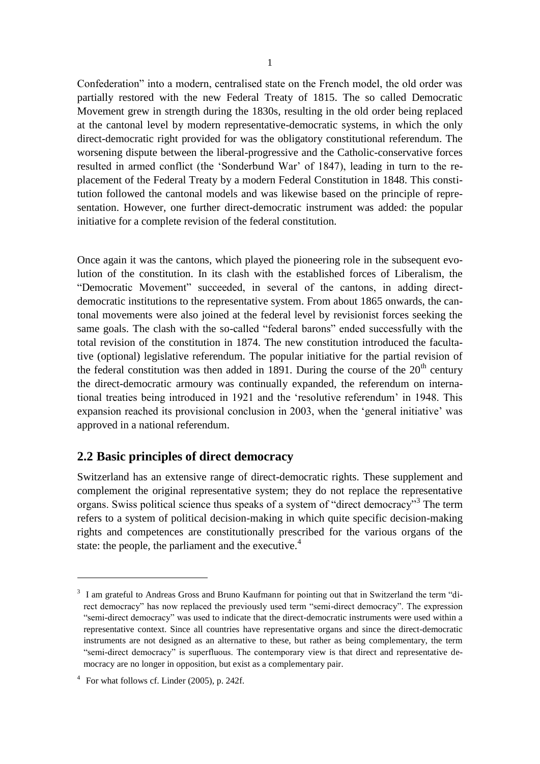Confederation" into a modern, centralised state on the French model, the old order was partially restored with the new Federal Treaty of 1815. The so called Democratic Movement grew in strength during the 1830s, resulting in the old order being replaced at the cantonal level by modern representative-democratic systems, in which the only direct-democratic right provided for was the obligatory constitutional referendum. The worsening dispute between the liberal-progressive and the Catholic-conservative forces resulted in armed conflict (the 'Sonderbund War' of 1847), leading in turn to the replacement of the Federal Treaty by a modern Federal Constitution in 1848. This constitution followed the cantonal models and was likewise based on the principle of representation. However, one further direct-democratic instrument was added: the popular initiative for a complete revision of the federal constitution.

Once again it was the cantons, which played the pioneering role in the subsequent evolution of the constitution. In its clash with the established forces of Liberalism, the "Democratic Movement" succeeded, in several of the cantons, in adding direct-democratic institutions to the representative system. From about 1865 onwards, the cantonal movements were also joined at the federal level by revisionist forces seeking the same goals. The clash with the so-called "federal barons" ended successfully with the total revision of the constitution in 1874. The new constitution introduced the facultative (optional) legislative referendum. The popular initiative for the partial revision of the federal constitution was then added in 1891. During the course of the 20th century the direct-democratic armoury was continually expanded, the referendum on international treaties being introduced in 1921 and the 'resolutive referendum' in 1948. This expansion reached its provisional conclusion in 2003, when the 'general initiative' was approved in a national referendum.

## 2.2 Basic principles of direct democracy

Switzerland has an extensive range of direct-democratic rights. These supplement and complement the original representative system; they do not replace the representative organs. Swiss political science thus speaks of a system of "direct democracy"[3] The term refers to a system of political decision-making in which quite specific decision-making rights and competences are constitutionally prescribed for the various organs of the state: the people, the parliament and the executive.[4]

---

[3] I am grateful to Andreas Gross and Bruno Kaufmann for pointing out that in Switzerland the term "direct democracy" has now replaced the previously used term "semi-direct democracy". The expression "semi-direct democracy" was used to indicate that the direct-democratic instruments were used within a representative context. Since all countries have representative organs and since the direct-democratic instruments are not designed as an alternative to these, but rather as being complementary, the term "semi-direct democracy" is superfluous. The contemporary view is that direct and representative democracy are no longer in opposition, but exist as a complementary pair.

[4] For what follows cf. Linder (2005), p. 242f.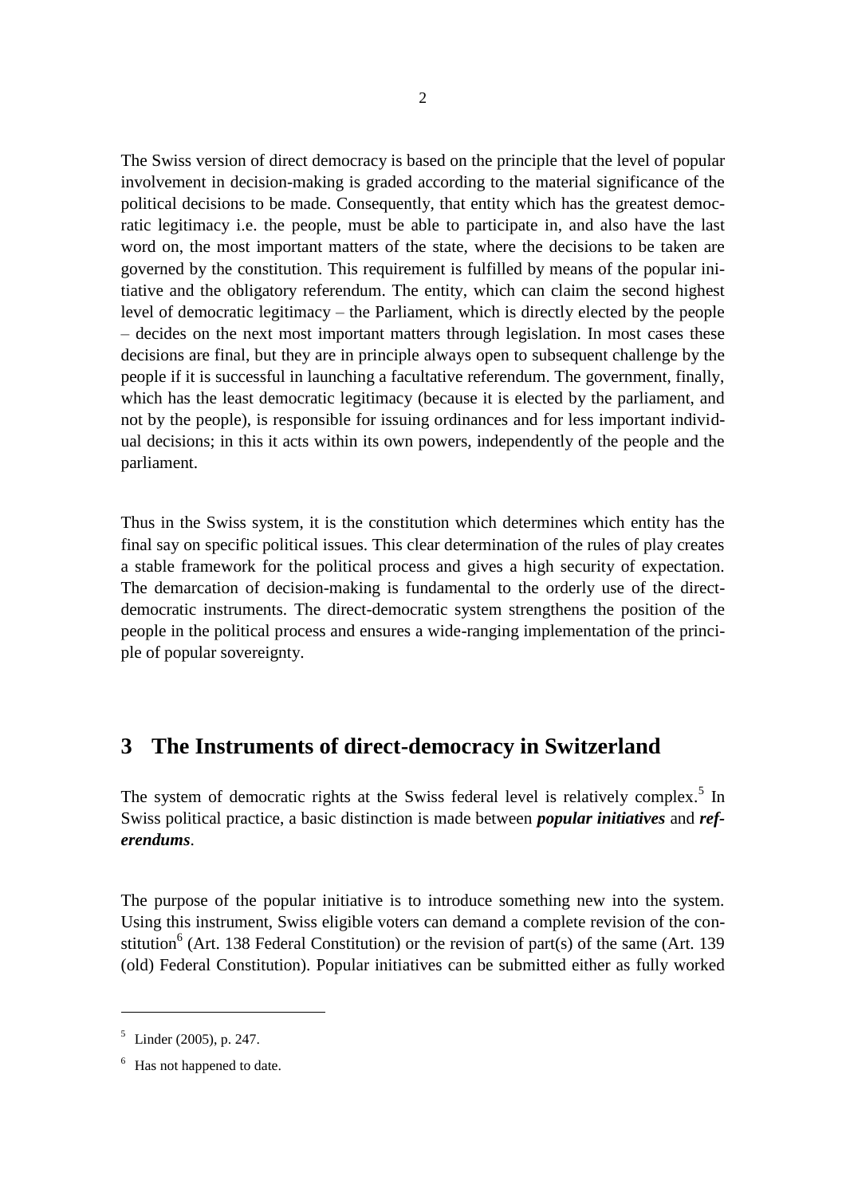The Swiss version of direct democracy is based on the principle that the level of popular involvement in decision-making is graded according to the material significance of the political decisions to be made. Consequently, that entity which has the greatest democratic legitimacy i.e. the people, must be able to participate in, and also have the last word on, the most important matters of the state, where the decisions to be taken are governed by the constitution. This requirement is fulfilled by means of the popular initiative and the obligatory referendum. The entity, which can claim the second highest level of democratic legitimacy – the Parliament, which is directly elected by the people – decides on the next most important matters through legislation. In most cases these decisions are final, but they are in principle always open to subsequent challenge by the people if it is successful in launching a facultative referendum. The government, finally, which has the least democratic legitimacy (because it is elected by the parliament, and not by the people), is responsible for issuing ordinances and for less important individual decisions; in this it acts within its own powers, independently of the people and the parliament.

Thus in the Swiss system, it is the constitution which determines which entity has the final say on specific political issues. This clear determination of the rules of play creates a stable framework for the political process and gives a high security of expectation. The demarcation of decision-making is fundamental to the orderly use of the direct-democratic instruments. The direct-democratic system strengthens the position of the people in the political process and ensures a wide-ranging implementation of the principle of popular sovereignty.

## 3 The Instruments of direct-democracy in Switzerland

The system of democratic rights at the Swiss federal level is relatively complex.[5] In Swiss political practice, a basic distinction is made between ***popular initiatives*** and ***referendums***.

The purpose of the popular initiative is to introduce something new into the system. Using this instrument, Swiss eligible voters can demand a complete revision of the constitution[6] (Art. 138 Federal Constitution) or the revision of part(s) of the same (Art. 139 (old) Federal Constitution). Popular initiatives can be submitted either as fully worked

[5] Linder (2005), p. 247.

[6] Has not happened to date.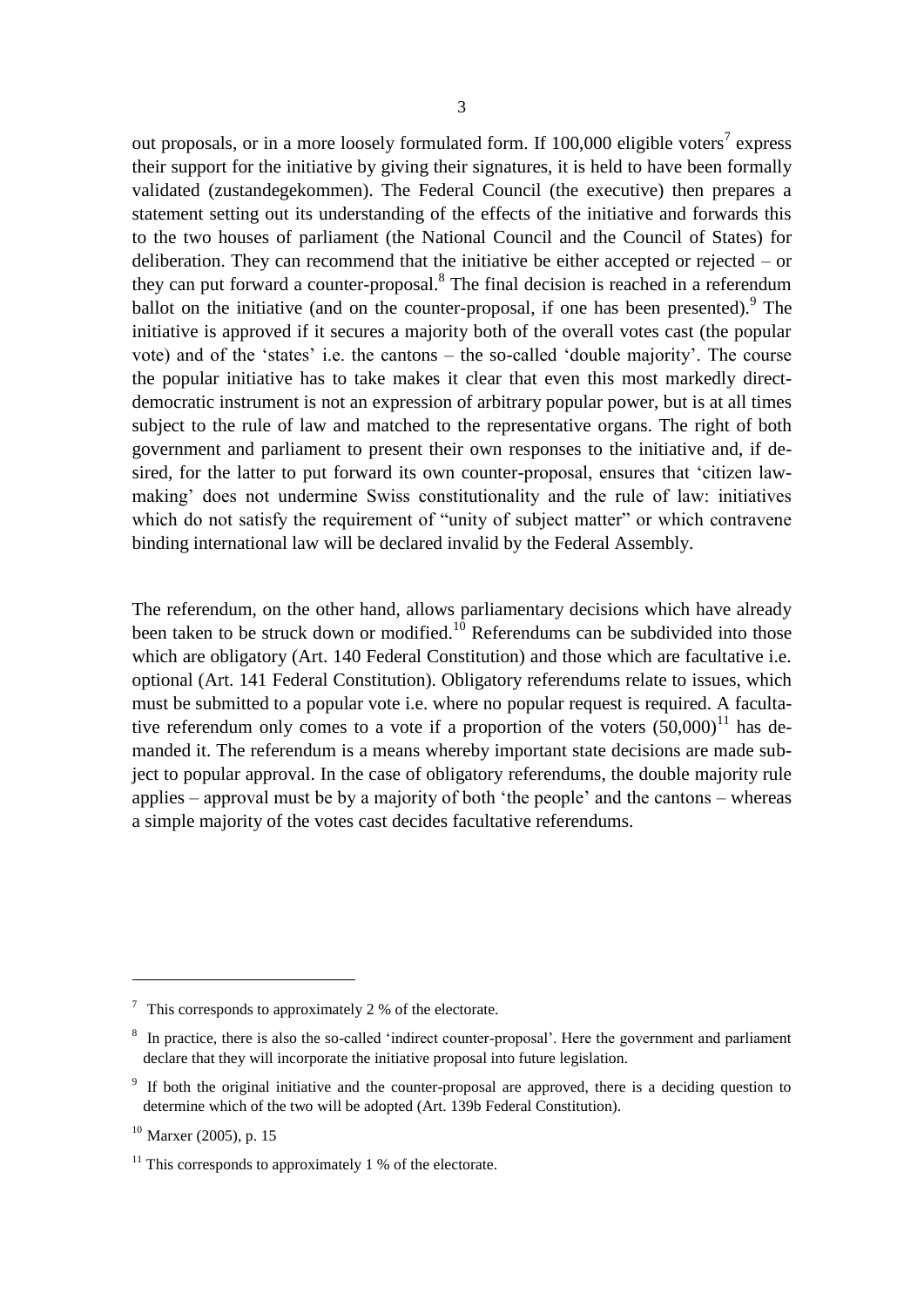out proposals, or in a more loosely formulated form. If 100,000 eligible voters[7] express their support for the initiative by giving their signatures, it is held to have been formally validated (zustandegekommen). The Federal Council (the executive) then prepares a statement setting out its understanding of the effects of the initiative and forwards this to the two houses of parliament (the National Council and the Council of States) for deliberation. They can recommend that the initiative be either accepted or rejected – or they can put forward a counter-proposal.[8] The final decision is reached in a referendum ballot on the initiative (and on the counter-proposal, if one has been presented).[9] The initiative is approved if it secures a majority both of the overall votes cast (the popular vote) and of the 'states' i.e. the cantons – the so-called 'double majority'. The course the popular initiative has to take makes it clear that even this most markedly direct-democratic instrument is not an expression of arbitrary popular power, but is at all times subject to the rule of law and matched to the representative organs. The right of both government and parliament to present their own responses to the initiative and, if desired, for the latter to put forward its own counter-proposal, ensures that 'citizen law-making' does not undermine Swiss constitutionality and the rule of law: initiatives which do not satisfy the requirement of "unity of subject matter" or which contravene binding international law will be declared invalid by the Federal Assembly.

The referendum, on the other hand, allows parliamentary decisions which have already been taken to be struck down or modified.[10] Referendums can be subdivided into those which are obligatory (Art. 140 Federal Constitution) and those which are facultative i.e. optional (Art. 141 Federal Constitution). Obligatory referendums relate to issues, which must be submitted to a popular vote i.e. where no popular request is required. A facultative referendum only comes to a vote if a proportion of the voters (50,000)[11] has demanded it. The referendum is a means whereby important state decisions are made subject to popular approval. In the case of obligatory referendums, the double majority rule applies – approval must be by a majority of both 'the people' and the cantons – whereas a simple majority of the votes cast decides facultative referendums.

---

[7] This corresponds to approximately 2 % of the electorate.

[8] In practice, there is also the so-called 'indirect counter-proposal'. Here the government and parliament declare that they will incorporate the initiative proposal into future legislation.

[9] If both the original initiative and the counter-proposal are approved, there is a deciding question to determine which of the two will be adopted (Art. 139b Federal Constitution).

[10] Marxer (2005), p. 15

[11] This corresponds to approximately 1 % of the electorate.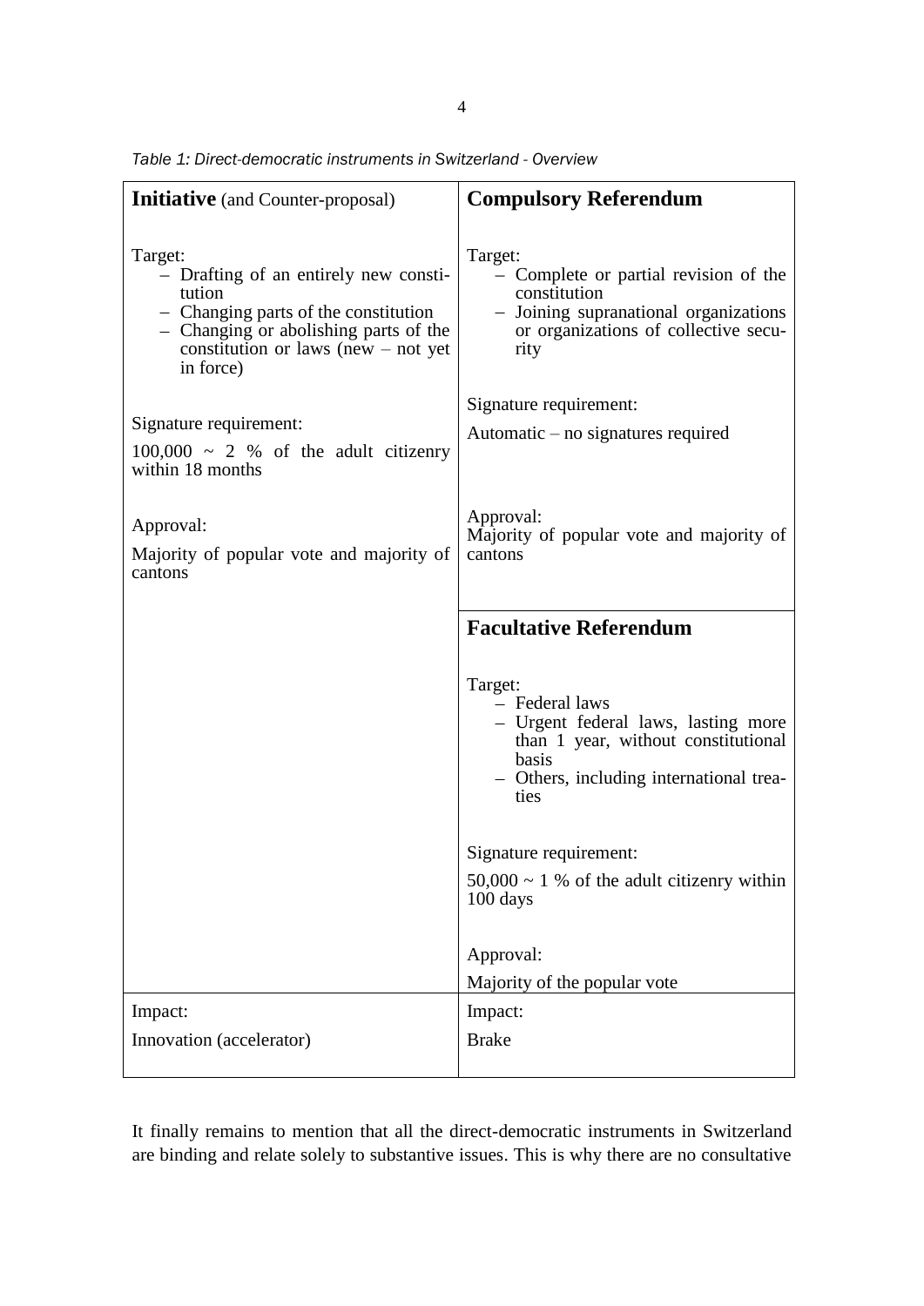*Table 1: Direct-democratic instruments in Switzerland - Overview*

| **Initiative** (and Counter-proposal) | **Compulsory Referendum** |
|---|---|
| Target:<br>– Drafting of an entirely new constitution<br>– Changing parts of the constitution<br>– Changing or abolishing parts of the constitution or laws (new – not yet in force)<br><br>Signature requirement:<br>100,000 ~ 2 % of the adult citizenry within 18 months<br><br>Approval:<br>Majority of popular vote and majority of cantons | Target:<br>– Complete or partial revision of the constitution<br>– Joining supranational organizations or organizations of collective security<br><br>Signature requirement:<br>Automatic – no signatures required<br><br>Approval:<br>Majority of popular vote and majority of cantons |
| | **Facultative Referendum**<br><br>Target:<br>– Federal laws<br>– Urgent federal laws, lasting more than 1 year, without constitutional basis<br>– Others, including international treaties<br><br>Signature requirement:<br>50,000 ~ 1 % of the adult citizenry within 100 days<br><br>Approval:<br>Majority of the popular vote |
| Impact:<br>Innovation (accelerator) | Impact:<br>Brake |

It finally remains to mention that all the direct-democratic instruments in Switzerland are binding and relate solely to substantive issues. This is why there are no consultative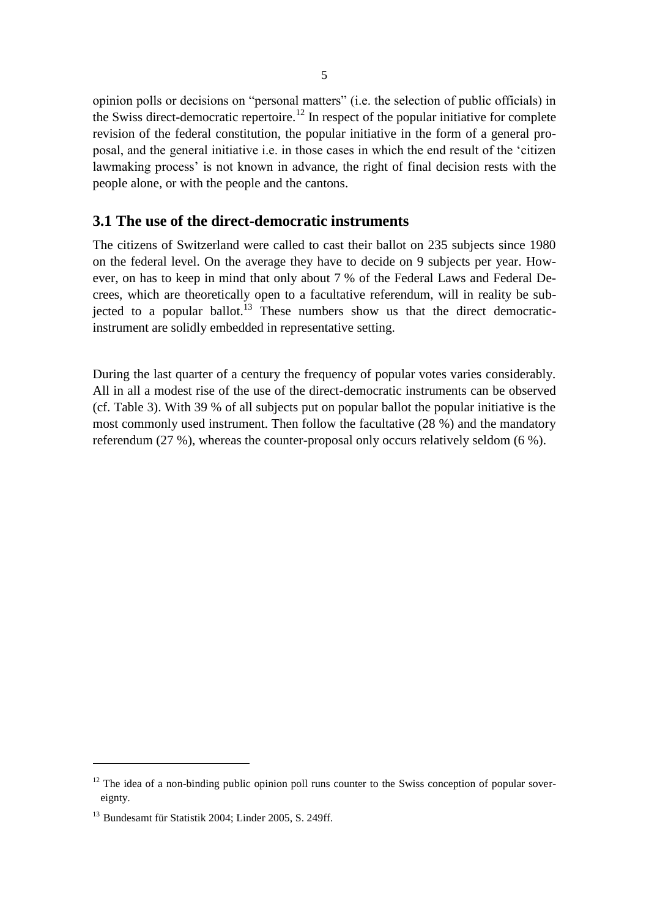opinion polls or decisions on "personal matters" (i.e. the selection of public officials) in the Swiss direct-democratic repertoire.[12] In respect of the popular initiative for complete revision of the federal constitution, the popular initiative in the form of a general proposal, and the general initiative i.e. in those cases in which the end result of the 'citizen lawmaking process' is not known in advance, the right of final decision rests with the people alone, or with the people and the cantons.

## 3.1 The use of the direct-democratic instruments

The citizens of Switzerland were called to cast their ballot on 235 subjects since 1980 on the federal level. On the average they have to decide on 9 subjects per year. However, on has to keep in mind that only about 7 % of the Federal Laws and Federal Decrees, which are theoretically open to a facultative referendum, will in reality be subjected to a popular ballot.[13] These numbers show us that the direct democratic-instrument are solidly embedded in representative setting.

During the last quarter of a century the frequency of popular votes varies considerably. All in all a modest rise of the use of the direct-democratic instruments can be observed (cf. Table 3). With 39 % of all subjects put on popular ballot the popular initiative is the most commonly used instrument. Then follow the facultative (28 %) and the mandatory referendum (27 %), whereas the counter-proposal only occurs relatively seldom (6 %).

---

[12] The idea of a non-binding public opinion poll runs counter to the Swiss conception of popular sovereignty.

[13] Bundesamt für Statistik 2004; Linder 2005, S. 249ff.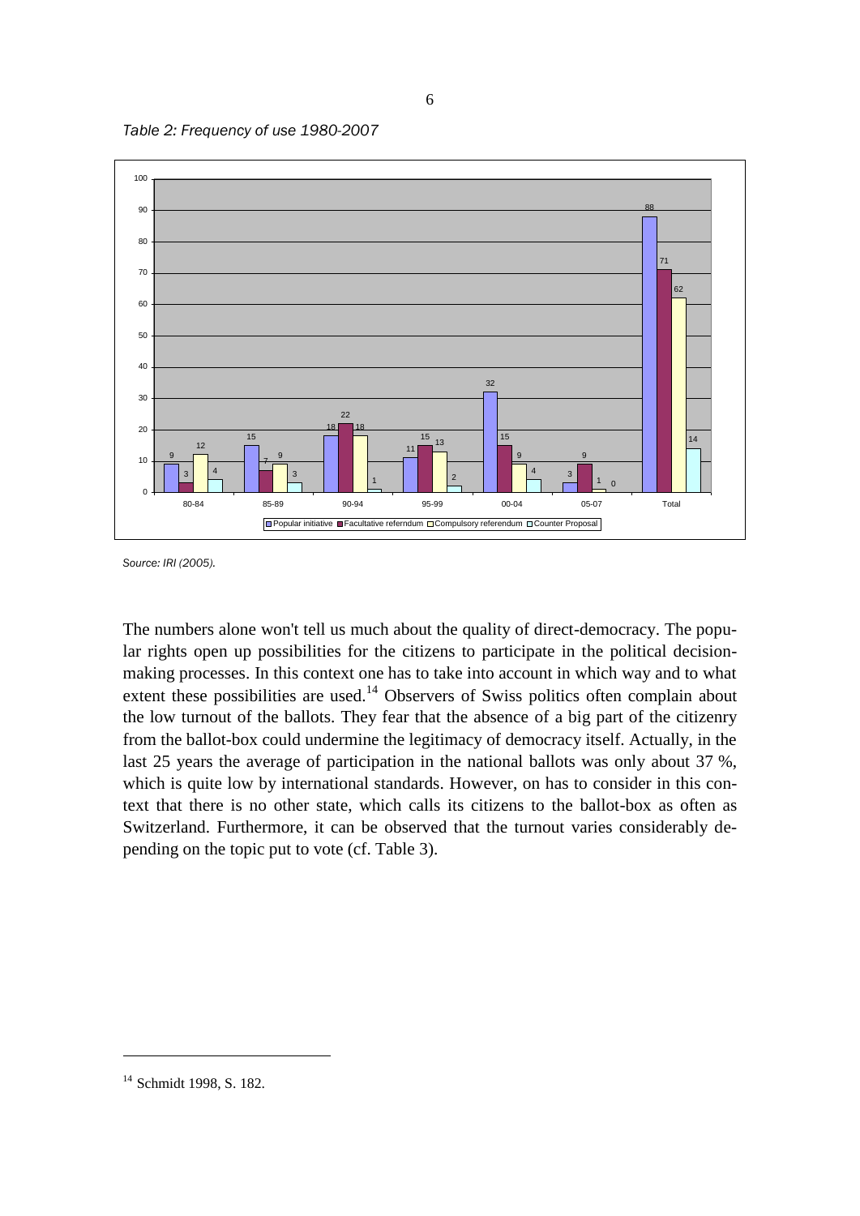*Table 2: Frequency of use 1980-2007*

| | Popular initiative | Facultative referndum | Compulsory referendum | Counter Proposal |
|---|---|---|---|---|
| 80-84 | 9 | 3 | 12 | 4 |
| 85-89 | 15 | 7 | 9 | 3 |
| 90-94 | 18 | 22 | 18 | 1 |
| 95-99 | 11 | 15 | 13 | 2 |
| 00-04 | 32 | 15 | 9 | 4 |
| 05-07 | 3 | 9 | 1 | 0 |
| Total | 88 | 71 | 62 | 14 |

*Source: IRI (2005).*

The numbers alone won't tell us much about the quality of direct-democracy. The popular rights open up possibilities for the citizens to participate in the political decision-making processes. In this context one has to take into account in which way and to what extent these possibilities are used.[14] Observers of Swiss politics often complain about the low turnout of the ballots. They fear that the absence of a big part of the citizenry from the ballot-box could undermine the legitimacy of democracy itself. Actually, in the last 25 years the average of participation in the national ballots was only about 37 %, which is quite low by international standards. However, on has to consider in this context that there is no other state, which calls its citizens to the ballot-box as often as Switzerland. Furthermore, it can be observed that the turnout varies considerably depending on the topic put to vote (cf. Table 3).

---

[14] Schmidt 1998, S. 182.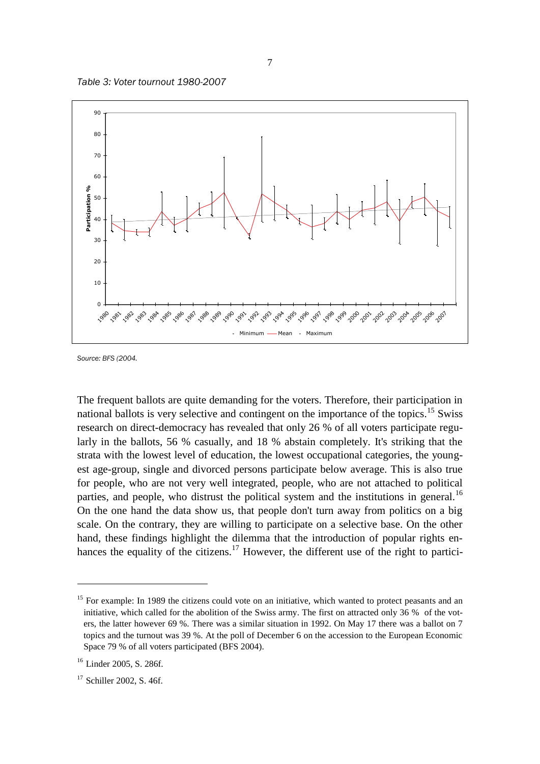*Table 3: Voter tournout 1980-2007*

*Source: BFS (2004.*

The frequent ballots are quite demanding for the voters. Therefore, their participation in national ballots is very selective and contingent on the importance of the topics.[15] Swiss research on direct-democracy has revealed that only 26 % of all voters participate regularly in the ballots, 56 % casually, and 18 % abstain completely. It's striking that the strata with the lowest level of education, the lowest occupational categories, the youngest age-group, single and divorced persons participate below average. This is also true for people, who are not very well integrated, people, who are not attached to political parties, and people, who distrust the political system and the institutions in general.[16] On the one hand the data show us, that people don't turn away from politics on a big scale. On the contrary, they are willing to participate on a selective base. On the other hand, these findings highlight the dilemma that the introduction of popular rights enhances the equality of the citizens.[17] However, the different use of the right to partici-

---

[15] For example: In 1989 the citizens could vote on an initiative, which wanted to protect peasants and an initiative, which called for the abolition of the Swiss army. The first on attracted only 36 % of the voters, the latter however 69 %. There was a similar situation in 1992. On May 17 there was a ballot on 7 topics and the turnout was 39 %. At the poll of December 6 on the accession to the European Economic Space 79 % of all voters participated (BFS 2004).

[16] Linder 2005, S. 286f.

[17] Schiller 2002, S. 46f.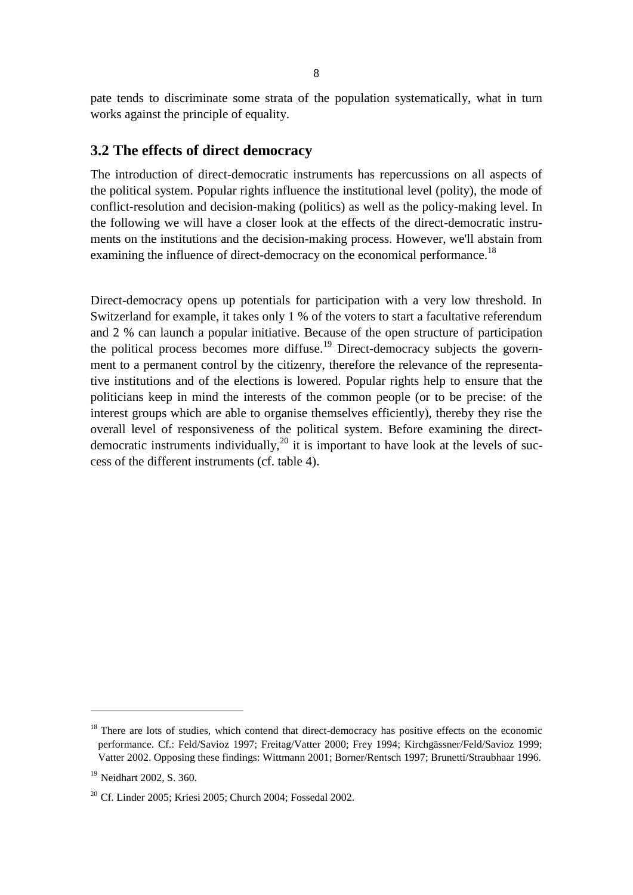pate tends to discriminate some strata of the population systematically, what in turn works against the principle of equality.

## 3.2 The effects of direct democracy

The introduction of direct-democratic instruments has repercussions on all aspects of the political system. Popular rights influence the institutional level (polity), the mode of conflict-resolution and decision-making (politics) as well as the policy-making level. In the following we will have a closer look at the effects of the direct-democratic instruments on the institutions and the decision-making process. However, we'll abstain from examining the influence of direct-democracy on the economical performance.[18]

Direct-democracy opens up potentials for participation with a very low threshold. In Switzerland for example, it takes only 1 % of the voters to start a facultative referendum and 2 % can launch a popular initiative. Because of the open structure of participation the political process becomes more diffuse.[19] Direct-democracy subjects the government to a permanent control by the citizenry, therefore the relevance of the representative institutions and of the elections is lowered. Popular rights help to ensure that the politicians keep in mind the interests of the common people (or to be precise: of the interest groups which are able to organise themselves efficiently), thereby they rise the overall level of responsiveness of the political system. Before examining the direct-democratic instruments individually,[20] it is important to have look at the levels of success of the different instruments (cf. table 4).

---

[18] There are lots of studies, which contend that direct-democracy has positive effects on the economic performance. Cf.: Feld/Savioz 1997; Freitag/Vatter 2000; Frey 1994; Kirchgässner/Feld/Savioz 1999; Vatter 2002. Opposing these findings: Wittmann 2001; Borner/Rentsch 1997; Brunetti/Straubhaar 1996.

[19] Neidhart 2002, S. 360.

[20] Cf. Linder 2005; Kriesi 2005; Church 2004; Fossedal 2002.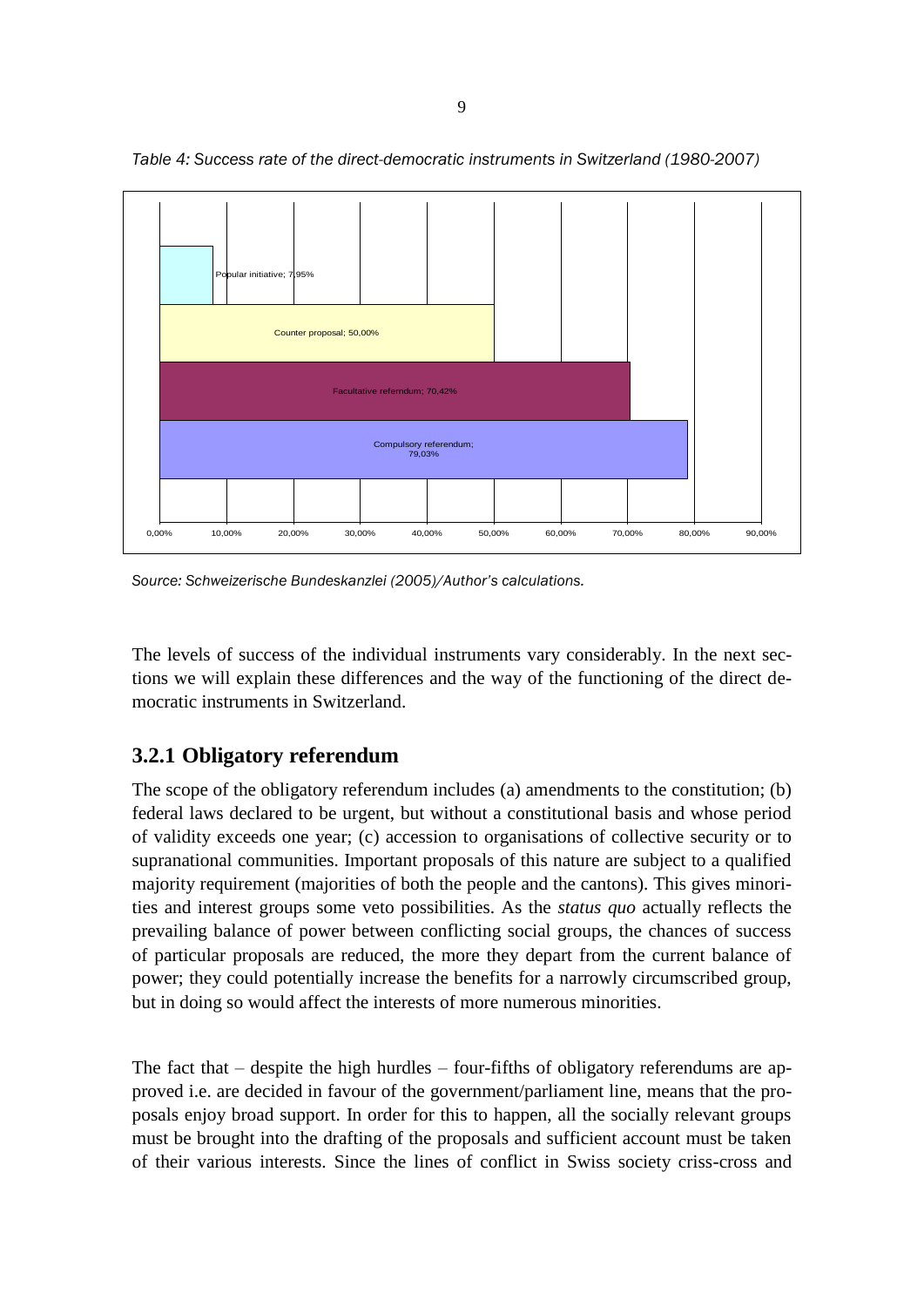*Table 4: Success rate of the direct-democratic instruments in Switzerland (1980-2007)*

| Instrument | Success rate |
|---|---|
| Popular initiative | 7,95% |
| Counter proposal | 50,00% |
| Facultative referndum | 70,42% |
| Compulsory referendum | 79,03% |

*Source: Schweizerische Bundeskanzlei (2005)/Author's calculations.*

The levels of success of the individual instruments vary considerably. In the next sections we will explain these differences and the way of the functioning of the direct democratic instruments in Switzerland.

### 3.2.1 Obligatory referendum

The scope of the obligatory referendum includes (a) amendments to the constitution; (b) federal laws declared to be urgent, but without a constitutional basis and whose period of validity exceeds one year; (c) accession to organisations of collective security or to supranational communities. Important proposals of this nature are subject to a qualified majority requirement (majorities of both the people and the cantons). This gives minorities and interest groups some veto possibilities. As the *status quo* actually reflects the prevailing balance of power between conflicting social groups, the chances of success of particular proposals are reduced, the more they depart from the current balance of power; they could potentially increase the benefits for a narrowly circumscribed group, but in doing so would affect the interests of more numerous minorities.

The fact that – despite the high hurdles – four-fifths of obligatory referendums are approved i.e. are decided in favour of the government/parliament line, means that the proposals enjoy broad support. In order for this to happen, all the socially relevant groups must be brought into the drafting of the proposals and sufficient account must be taken of their various interests. Since the lines of conflict in Swiss society criss-cross and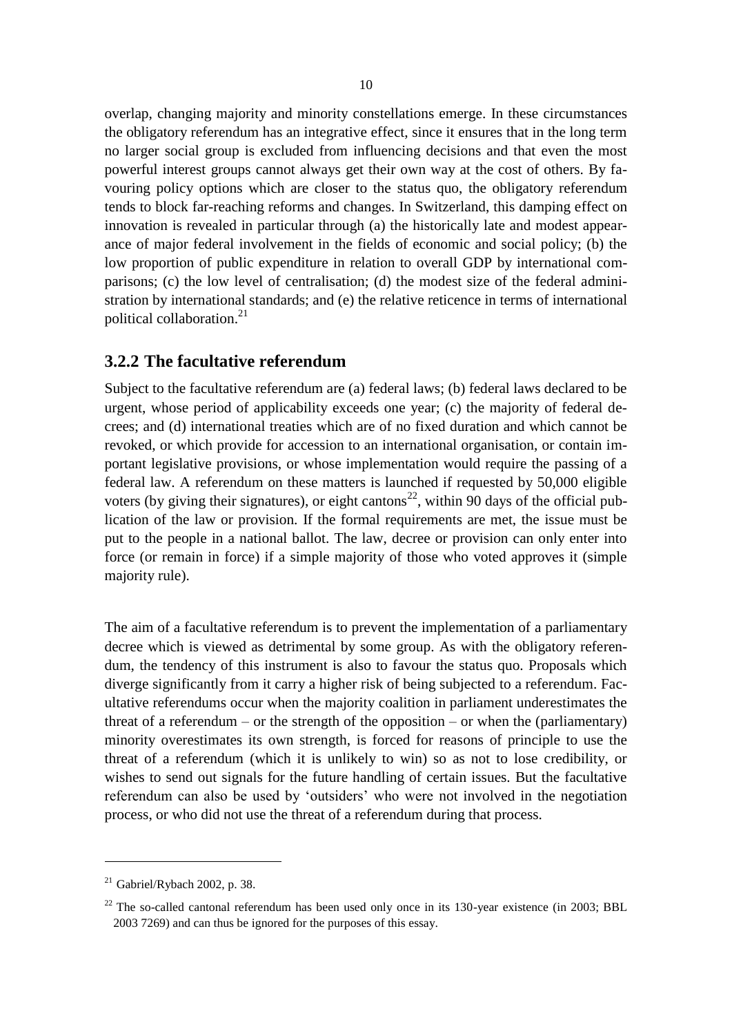overlap, changing majority and minority constellations emerge. In these circumstances the obligatory referendum has an integrative effect, since it ensures that in the long term no larger social group is excluded from influencing decisions and that even the most powerful interest groups cannot always get their own way at the cost of others. By favouring policy options which are closer to the status quo, the obligatory referendum tends to block far-reaching reforms and changes. In Switzerland, this damping effect on innovation is revealed in particular through (a) the historically late and modest appearance of major federal involvement in the fields of economic and social policy; (b) the low proportion of public expenditure in relation to overall GDP by international comparisons; (c) the low level of centralisation; (d) the modest size of the federal administration by international standards; and (e) the relative reticence in terms of international political collaboration.[21]

### 3.2.2 The facultative referendum

Subject to the facultative referendum are (a) federal laws; (b) federal laws declared to be urgent, whose period of applicability exceeds one year; (c) the majority of federal decrees; and (d) international treaties which are of no fixed duration and which cannot be revoked, or which provide for accession to an international organisation, or contain important legislative provisions, or whose implementation would require the passing of a federal law. A referendum on these matters is launched if requested by 50,000 eligible voters (by giving their signatures), or eight cantons[22], within 90 days of the official publication of the law or provision. If the formal requirements are met, the issue must be put to the people in a national ballot. The law, decree or provision can only enter into force (or remain in force) if a simple majority of those who voted approves it (simple majority rule).

The aim of a facultative referendum is to prevent the implementation of a parliamentary decree which is viewed as detrimental by some group. As with the obligatory referendum, the tendency of this instrument is also to favour the status quo. Proposals which diverge significantly from it carry a higher risk of being subjected to a referendum. Facultative referendums occur when the majority coalition in parliament underestimates the threat of a referendum – or the strength of the opposition – or when the (parliamentary) minority overestimates its own strength, is forced for reasons of principle to use the threat of a referendum (which it is unlikely to win) so as not to lose credibility, or wishes to send out signals for the future handling of certain issues. But the facultative referendum can also be used by 'outsiders' who were not involved in the negotiation process, or who did not use the threat of a referendum during that process.

---

[21] Gabriel/Rybach 2002, p. 38.

[22] The so-called cantonal referendum has been used only once in its 130-year existence (in 2003; BBL 2003 7269) and can thus be ignored for the purposes of this essay.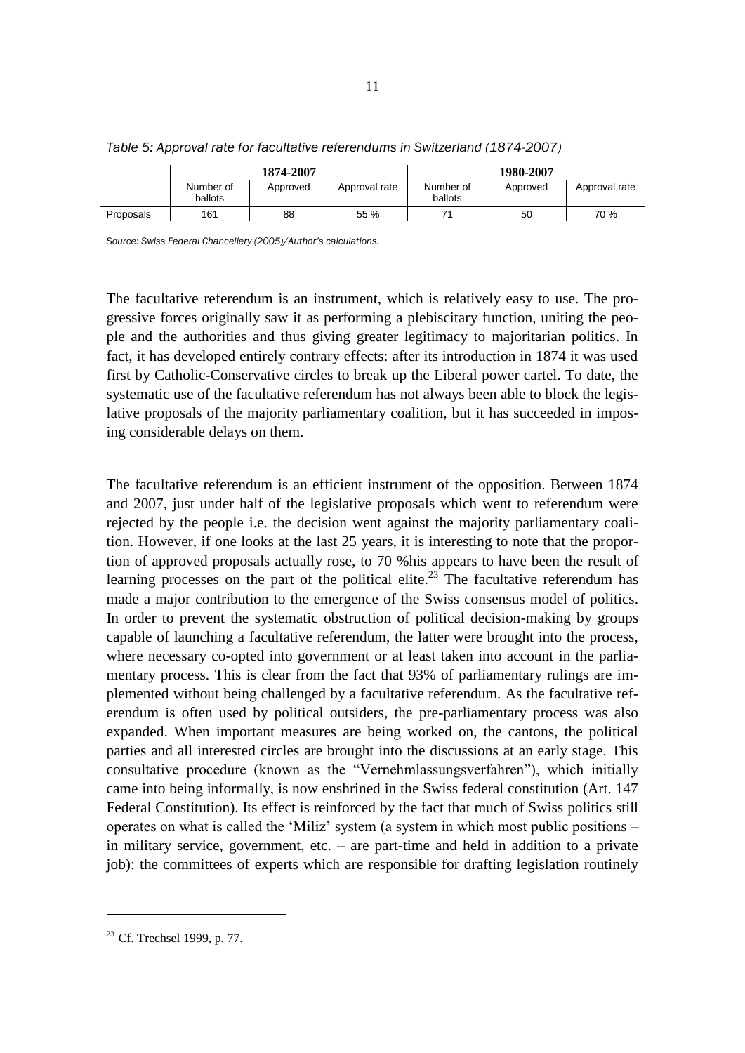*Table 5: Approval rate for facultative referendums in Switzerland (1874-2007)*

| | 1874-2007 | | | 1980-2007 | | |
|---|---|---|---|---|---|---|
| | Number of ballots | Approved | Approval rate | Number of ballots | Approved | Approval rate |
| Proposals | 161 | 88 | 55 % | 71 | 50 | 70 % |

*Source: Swiss Federal Chancellery (2005)/Author's calculations.*

The facultative referendum is an instrument, which is relatively easy to use. The progressive forces originally saw it as performing a plebiscitary function, uniting the people and the authorities and thus giving greater legitimacy to majoritarian politics. In fact, it has developed entirely contrary effects: after its introduction in 1874 it was used first by Catholic-Conservative circles to break up the Liberal power cartel. To date, the systematic use of the facultative referendum has not always been able to block the legislative proposals of the majority parliamentary coalition, but it has succeeded in imposing considerable delays on them.

The facultative referendum is an efficient instrument of the opposition. Between 1874 and 2007, just under half of the legislative proposals which went to referendum were rejected by the people i.e. the decision went against the majority parliamentary coalition. However, if one looks at the last 25 years, it is interesting to note that the proportion of approved proposals actually rose, to 70 %his appears to have been the result of learning processes on the part of the political elite.[23] The facultative referendum has made a major contribution to the emergence of the Swiss consensus model of politics. In order to prevent the systematic obstruction of political decision-making by groups capable of launching a facultative referendum, the latter were brought into the process, where necessary co-opted into government or at least taken into account in the parliamentary process. This is clear from the fact that 93% of parliamentary rulings are implemented without being challenged by a facultative referendum. As the facultative referendum is often used by political outsiders, the pre-parliamentary process was also expanded. When important measures are being worked on, the cantons, the political parties and all interested circles are brought into the discussions at an early stage. This consultative procedure (known as the "Vernehmlassungsverfahren"), which initially came into being informally, is now enshrined in the Swiss federal constitution (Art. 147 Federal Constitution). Its effect is reinforced by the fact that much of Swiss politics still operates on what is called the 'Miliz' system (a system in which most public positions – in military service, government, etc. – are part-time and held in addition to a private job): the committees of experts which are responsible for drafting legislation routinely

[23] Cf. Trechsel 1999, p. 77.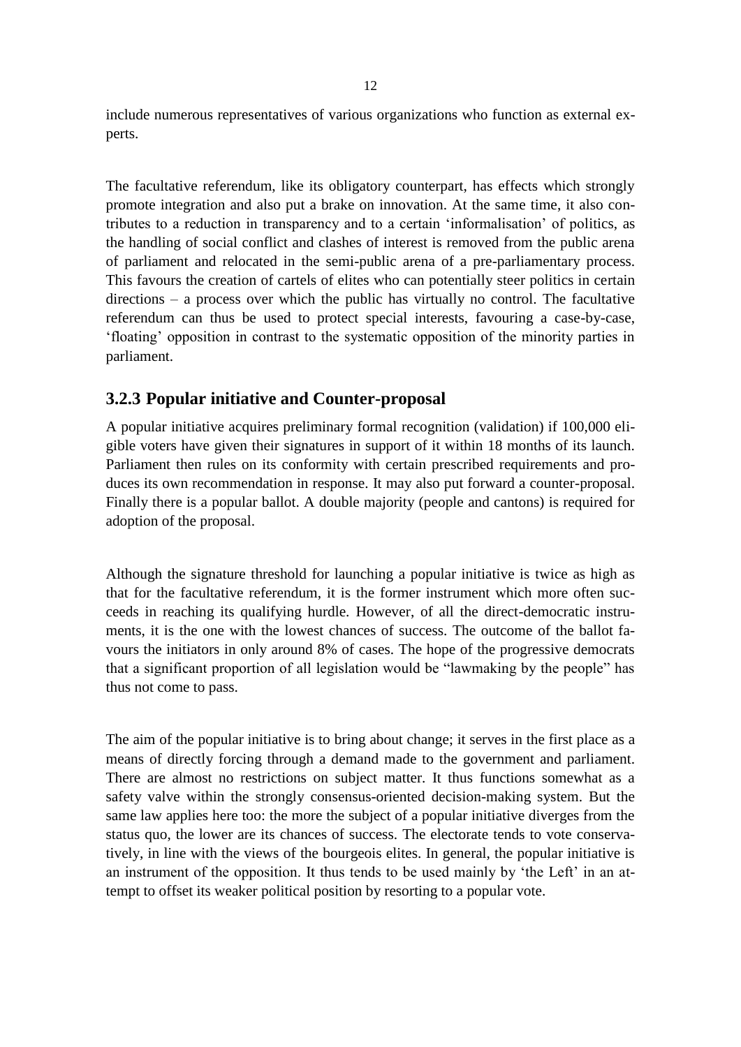include numerous representatives of various organizations who function as external experts.

The facultative referendum, like its obligatory counterpart, has effects which strongly promote integration and also put a brake on innovation. At the same time, it also contributes to a reduction in transparency and to a certain 'informalisation' of politics, as the handling of social conflict and clashes of interest is removed from the public arena of parliament and relocated in the semi-public arena of a pre-parliamentary process. This favours the creation of cartels of elites who can potentially steer politics in certain directions – a process over which the public has virtually no control. The facultative referendum can thus be used to protect special interests, favouring a case-by-case, 'floating' opposition in contrast to the systematic opposition of the minority parties in parliament.

### 3.2.3 Popular initiative and Counter-proposal

A popular initiative acquires preliminary formal recognition (validation) if 100,000 eligible voters have given their signatures in support of it within 18 months of its launch. Parliament then rules on its conformity with certain prescribed requirements and produces its own recommendation in response. It may also put forward a counter-proposal. Finally there is a popular ballot. A double majority (people and cantons) is required for adoption of the proposal.

Although the signature threshold for launching a popular initiative is twice as high as that for the facultative referendum, it is the former instrument which more often succeeds in reaching its qualifying hurdle. However, of all the direct-democratic instruments, it is the one with the lowest chances of success. The outcome of the ballot favours the initiators in only around 8% of cases. The hope of the progressive democrats that a significant proportion of all legislation would be "lawmaking by the people" has thus not come to pass.

The aim of the popular initiative is to bring about change; it serves in the first place as a means of directly forcing through a demand made to the government and parliament. There are almost no restrictions on subject matter. It thus functions somewhat as a safety valve within the strongly consensus-oriented decision-making system. But the same law applies here too: the more the subject of a popular initiative diverges from the status quo, the lower are its chances of success. The electorate tends to vote conservatively, in line with the views of the bourgeois elites. In general, the popular initiative is an instrument of the opposition. It thus tends to be used mainly by 'the Left' in an attempt to offset its weaker political position by resorting to a popular vote.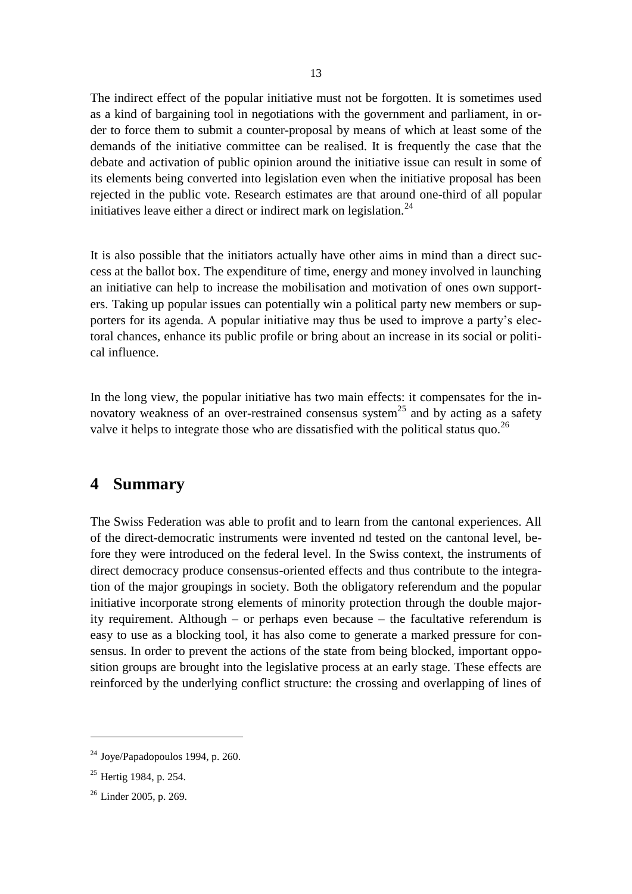The indirect effect of the popular initiative must not be forgotten. It is sometimes used as a kind of bargaining tool in negotiations with the government and parliament, in order to force them to submit a counter-proposal by means of which at least some of the demands of the initiative committee can be realised. It is frequently the case that the debate and activation of public opinion around the initiative issue can result in some of its elements being converted into legislation even when the initiative proposal has been rejected in the public vote. Research estimates are that around one-third of all popular initiatives leave either a direct or indirect mark on legislation.[24]

It is also possible that the initiators actually have other aims in mind than a direct success at the ballot box. The expenditure of time, energy and money involved in launching an initiative can help to increase the mobilisation and motivation of ones own supporters. Taking up popular issues can potentially win a political party new members or supporters for its agenda. A popular initiative may thus be used to improve a party's electoral chances, enhance its public profile or bring about an increase in its social or political influence.

In the long view, the popular initiative has two main effects: it compensates for the innovatory weakness of an over-restrained consensus system[25] and by acting as a safety valve it helps to integrate those who are dissatisfied with the political status quo.[26]

# 4 Summary

The Swiss Federation was able to profit and to learn from the cantonal experiences. All of the direct-democratic instruments were invented nd tested on the cantonal level, before they were introduced on the federal level. In the Swiss context, the instruments of direct democracy produce consensus-oriented effects and thus contribute to the integration of the major groupings in society. Both the obligatory referendum and the popular initiative incorporate strong elements of minority protection through the double majority requirement. Although – or perhaps even because – the facultative referendum is easy to use as a blocking tool, it has also come to generate a marked pressure for consensus. In order to prevent the actions of the state from being blocked, important opposition groups are brought into the legislative process at an early stage. These effects are reinforced by the underlying conflict structure: the crossing and overlapping of lines of

---

[24] Joye/Papadopoulos 1994, p. 260.

[25] Hertig 1984, p. 254.

[26] Linder 2005, p. 269.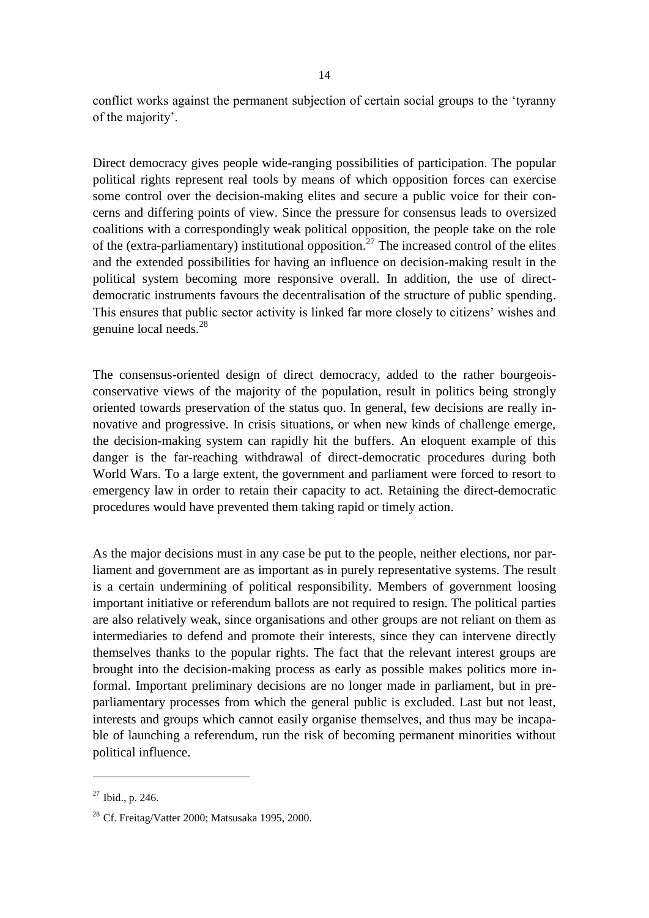conflict works against the permanent subjection of certain social groups to the 'tyranny of the majority'.

Direct democracy gives people wide-ranging possibilities of participation. The popular political rights represent real tools by means of which opposition forces can exercise some control over the decision-making elites and secure a public voice for their concerns and differing points of view. Since the pressure for consensus leads to oversized coalitions with a correspondingly weak political opposition, the people take on the role of the (extra-parliamentary) institutional opposition.[27] The increased control of the elites and the extended possibilities for having an influence on decision-making result in the political system becoming more responsive overall. In addition, the use of direct-democratic instruments favours the decentralisation of the structure of public spending. This ensures that public sector activity is linked far more closely to citizens' wishes and genuine local needs.[28]

The consensus-oriented design of direct democracy, added to the rather bourgeois-conservative views of the majority of the population, result in politics being strongly oriented towards preservation of the status quo. In general, few decisions are really innovative and progressive. In crisis situations, or when new kinds of challenge emerge, the decision-making system can rapidly hit the buffers. An eloquent example of this danger is the far-reaching withdrawal of direct-democratic procedures during both World Wars. To a large extent, the government and parliament were forced to resort to emergency law in order to retain their capacity to act. Retaining the direct-democratic procedures would have prevented them taking rapid or timely action.

As the major decisions must in any case be put to the people, neither elections, nor parliament and government are as important as in purely representative systems. The result is a certain undermining of political responsibility. Members of government loosing important initiative or referendum ballots are not required to resign. The political parties are also relatively weak, since organisations and other groups are not reliant on them as intermediaries to defend and promote their interests, since they can intervene directly themselves thanks to the popular rights. The fact that the relevant interest groups are brought into the decision-making process as early as possible makes politics more informal. Important preliminary decisions are no longer made in parliament, but in pre-parliamentary processes from which the general public is excluded. Last but not least, interests and groups which cannot easily organise themselves, and thus may be incapable of launching a referendum, run the risk of becoming permanent minorities without political influence.

---

[27] Ibid., p. 246.

[28] Cf. Freitag/Vatter 2000; Matsusaka 1995, 2000.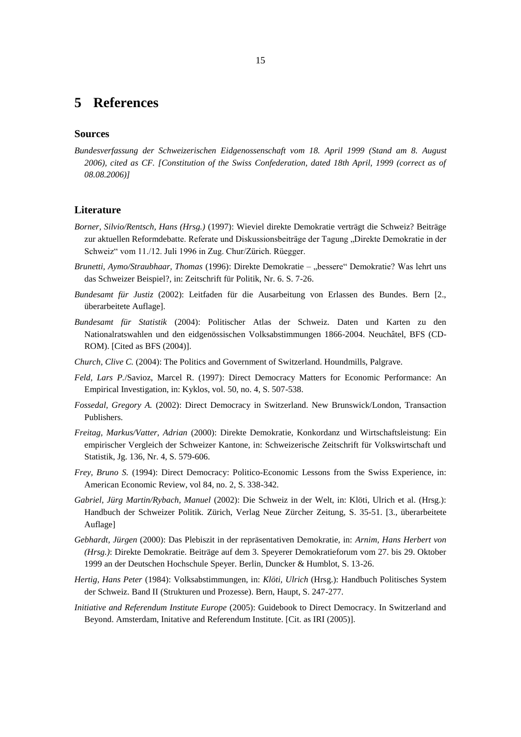# 5 References

### Sources

*Bundesverfassung der Schweizerischen Eidgenossenschaft vom 18. April 1999 (Stand am 8. August 2006), cited as CF. [Constitution of the Swiss Confederation, dated 18th April, 1999 (correct as of 08.08.2006)]*

## Literature

*Borner, Silvio/Rentsch, Hans (Hrsg.)* (1997): Wieviel direkte Demokratie verträgt die Schweiz? Beiträge zur aktuellen Reformdebatte. Referate und Diskussionsbeiträge der Tagung „Direkte Demokratie in der Schweiz" vom 11./12. Juli 1996 in Zug. Chur/Zürich. Rüegger.

*Brunetti, Aymo/Straubhaar, Thomas* (1996): Direkte Demokratie – „bessere" Demokratie? Was lehrt uns das Schweizer Beispiel?, in: Zeitschrift für Politik, Nr. 6. S. 7-26.

*Bundesamt für Justiz* (2002): Leitfaden für die Ausarbeitung von Erlassen des Bundes. Bern [2., überarbeitete Auflage].

*Bundesamt für Statistik* (2004): Politischer Atlas der Schweiz. Daten und Karten zu den Nationalratswahlen und den eidgenössischen Volksabstimmungen 1866-2004. Neuchâtel, BFS (CD-ROM). [Cited as BFS (2004)].

*Church, Clive C.* (2004): The Politics and Government of Switzerland. Houndmills, Palgrave.

*Feld, Lars P.*/Savioz, Marcel R. (1997): Direct Democracy Matters for Economic Performance: An Empirical Investigation, in: Kyklos, vol. 50, no. 4, S. 507-538.

*Fossedal, Gregory A.* (2002): Direct Democracy in Switzerland. New Brunswick/London, Transaction Publishers.

*Freitag, Markus/Vatter, Adrian* (2000): Direkte Demokratie, Konkordanz und Wirtschaftsleistung: Ein empirischer Vergleich der Schweizer Kantone, in: Schweizerische Zeitschrift für Volkswirtschaft und Statistik, Jg. 136, Nr. 4, S. 579-606.

*Frey, Bruno S.* (1994): Direct Democracy: Politico-Economic Lessons from the Swiss Experience, in: American Economic Review, vol 84, no. 2, S. 338-342.

*Gabriel, Jürg Martin/Rybach, Manuel* (2002): Die Schweiz in der Welt, in: Klöti, Ulrich et al. (Hrsg.): Handbuch der Schweizer Politik. Zürich, Verlag Neue Zürcher Zeitung, S. 35-51. [3., überarbeitete Auflage]

*Gebhardt, Jürgen* (2000): Das Plebiszit in der repräsentativen Demokratie, in: *Arnim, Hans Herbert von (Hrsg.)*: Direkte Demokratie. Beiträge auf dem 3. Speyerer Demokratieforum vom 27. bis 29. Oktober 1999 an der Deutschen Hochschule Speyer. Berlin, Duncker & Humblot, S. 13-26.

*Hertig, Hans Peter* (1984): Volksabstimmungen, in: *Klöti, Ulrich* (Hrsg.): Handbuch Politisches System der Schweiz. Band II (Strukturen und Prozesse). Bern, Haupt, S. 247-277.

*Initiative and Referendum Institute Europe* (2005): Guidebook to Direct Democracy. In Switzerland and Beyond. Amsterdam, Initative and Referendum Institute. [Cit. as IRI (2005)].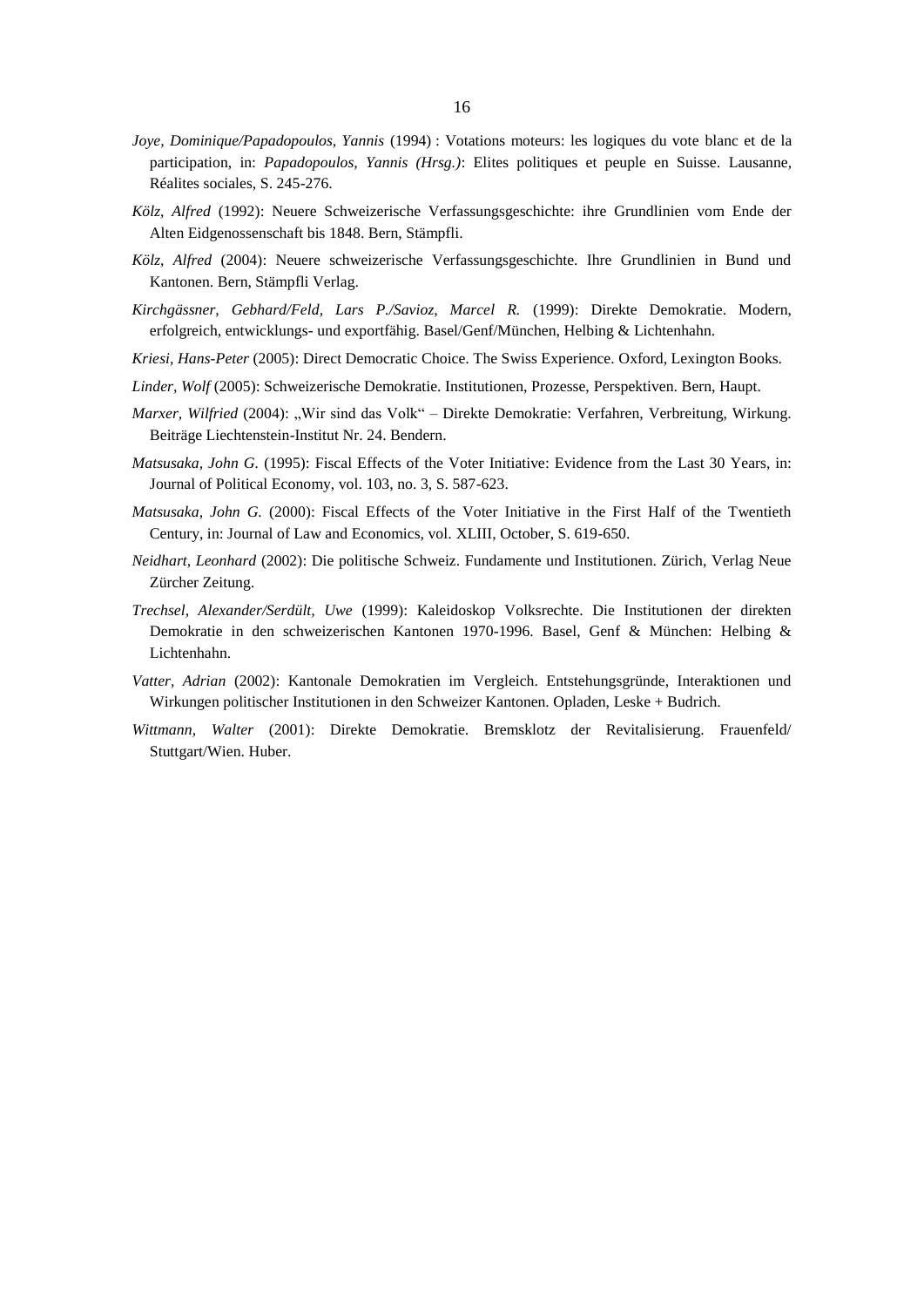*Joye, Dominique/Papadopoulos, Yannis* (1994) : Votations moteurs: les logiques du vote blanc et de la participation, in: *Papadopoulos, Yannis (Hrsg.)*: Elites politiques et peuple en Suisse. Lausanne, Réalites sociales, S. 245-276.

*Kölz, Alfred* (1992): Neuere Schweizerische Verfassungsgeschichte: ihre Grundlinien vom Ende der Alten Eidgenossenschaft bis 1848. Bern, Stämpfli.

*Kölz, Alfred* (2004): Neuere schweizerische Verfassungsgeschichte. Ihre Grundlinien in Bund und Kantonen. Bern, Stämpfli Verlag.

*Kirchgässner, Gebhard/Feld, Lars P./Savioz, Marcel R.* (1999): Direkte Demokratie. Modern, erfolgreich, entwicklungs- und exportfähig. Basel/Genf/München, Helbing & Lichtenhahn.

*Kriesi, Hans-Peter* (2005): Direct Democratic Choice. The Swiss Experience. Oxford, Lexington Books.

*Linder, Wolf* (2005): Schweizerische Demokratie. Institutionen, Prozesse, Perspektiven. Bern, Haupt.

*Marxer, Wilfried* (2004): „Wir sind das Volk" – Direkte Demokratie: Verfahren, Verbreitung, Wirkung. Beiträge Liechtenstein-Institut Nr. 24. Bendern.

*Matsusaka, John G.* (1995): Fiscal Effects of the Voter Initiative: Evidence from the Last 30 Years, in: Journal of Political Economy, vol. 103, no. 3, S. 587-623.

*Matsusaka, John G.* (2000): Fiscal Effects of the Voter Initiative in the First Half of the Twentieth Century, in: Journal of Law and Economics, vol. XLIII, October, S. 619-650.

*Neidhart, Leonhard* (2002): Die politische Schweiz. Fundamente und Institutionen. Zürich, Verlag Neue Zürcher Zeitung.

*Trechsel, Alexander/Serdült, Uwe* (1999): Kaleidoskop Volksrechte. Die Institutionen der direkten Demokratie in den schweizerischen Kantonen 1970-1996. Basel, Genf & München: Helbing & Lichtenhahn.

*Vatter, Adrian* (2002): Kantonale Demokratien im Vergleich. Entstehungsgründe, Interaktionen und Wirkungen politischer Institutionen in den Schweizer Kantonen. Opladen, Leske + Budrich.

*Wittmann, Walter* (2001): Direkte Demokratie. Bremsklotz der Revitalisierung. Frauenfeld/ Stuttgart/Wien. Huber.